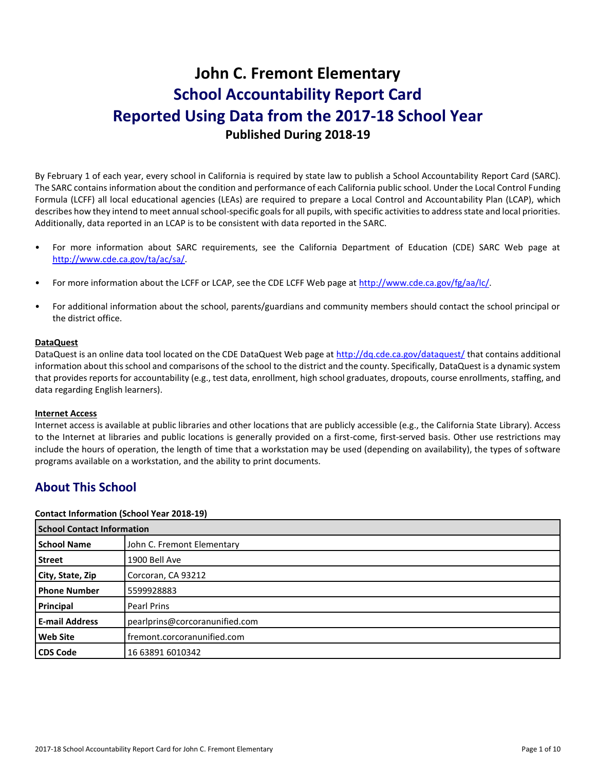# John C. Fremont Elementary

# School Accountability Report Card

# Reported Using Data from the 2017-18 School Year

**Published During 2018-19**

By February 1 of each year, every school in California is required by state law to publish a School Accountability Report Card (SARC). The SARC contains information about the condition and performance of each California public school. Under the Local Control Funding Formula (LCFF) all local educational agencies (LEAs) are required to prepare a Local Control and Accountability Plan (LCAP), which describes how they intend to meet annual school-specific goals for all pupils, with specific activities to address state and local priorities. Additionally, data reported in an LCAP is to be consistent with data reported in the SARC.

- For more information about SARC requirements, see the California Department of Education (CDE) SARC Web page at http://www.cde.ca.gov/ta/ac/sa/.
- For more information about the LCFF or LCAP, see the CDE LCFF Web page at http://www.cde.ca.gov/fg/aa/lc/.
- For additional information about the school, parents/guardians and community members should contact the school principal or the district office.

**DataQuest**

DataQuest is an online data tool located on the CDE DataQuest Web page at http://dq.cde.ca.gov/dataquest/ that contains additional information about this school and comparisons of the school to the district and the county. Specifically, DataQuest is a dynamic system that provides reports for accountability (e.g., test data, enrollment, high school graduates, dropouts, course enrollments, staffing, and data regarding English learners).

**Internet Access**

Internet access is available at public libraries and other locations that are publicly accessible (e.g., the California State Library). Access to the Internet at libraries and public locations is generally provided on a first-come, first-served basis. Other use restrictions may include the hours of operation, the length of time that a workstation may be used (depending on availability), the types of software programs available on a workstation, and the ability to print documents.

## About This School

**Contact Information (School Year 2018-19)**

| School Contact Information | |
|---|---|
| **School Name** | John C. Fremont Elementary |
| **Street** | 1900 Bell Ave |
| **City, State, Zip** | Corcoran, CA 93212 |
| **Phone Number** | 5599928883 |
| **Principal** | Pearl Prins |
| **E-mail Address** | pearlprins@corcoranunified.com |
| **Web Site** | fremont.corcoranunified.com |
| **CDS Code** | 16 63891 6010342 |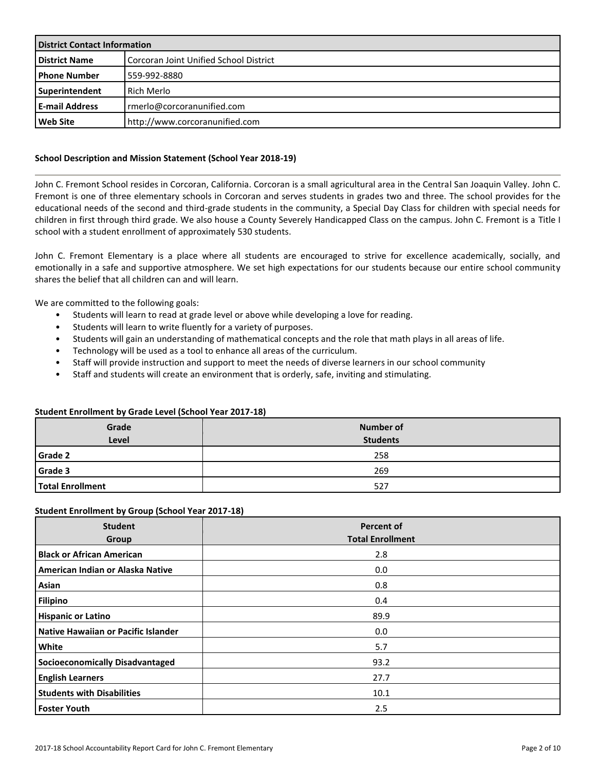| District Contact Information | |
|---|---|
| **District Name** | Corcoran Joint Unified School District |
| **Phone Number** | 559-992-8880 |
| **Superintendent** | Rich Merlo |
| **E-mail Address** | rmerlo@corcoranunified.com |
| **Web Site** | http://www.corcoranunified.com |

### School Description and Mission Statement (School Year 2018-19)

John C. Fremont School resides in Corcoran, California. Corcoran is a small agricultural area in the Central San Joaquin Valley. John C. Fremont is one of three elementary schools in Corcoran and serves students in grades two and three. The school provides for the educational needs of the second and third-grade students in the community, a Special Day Class for children with special needs for children in first through third grade. We also house a County Severely Handicapped Class on the campus. John C. Fremont is a Title I school with a student enrollment of approximately 530 students.

John C. Fremont Elementary is a place where all students are encouraged to strive for excellence academically, socially, and emotionally in a safe and supportive atmosphere. We set high expectations for our students because our entire school community shares the belief that all children can and will learn.

We are committed to the following goals:

- Students will learn to read at grade level or above while developing a love for reading.
- Students will learn to write fluently for a variety of purposes.
- Students will gain an understanding of mathematical concepts and the role that math plays in all areas of life.
- Technology will be used as a tool to enhance all areas of the curriculum.
- Staff will provide instruction and support to meet the needs of diverse learners in our school community
- Staff and students will create an environment that is orderly, safe, inviting and stimulating.

### Student Enrollment by Grade Level (School Year 2017-18)

| Grade Level | Number of Students |
|---|---|
| **Grade 2** | 258 |
| **Grade 3** | 269 |
| **Total Enrollment** | 527 |

### Student Enrollment by Group (School Year 2017-18)

| Student Group | Percent of Total Enrollment |
|---|---|
| **Black or African American** | 2.8 |
| **American Indian or Alaska Native** | 0.0 |
| **Asian** | 0.8 |
| **Filipino** | 0.4 |
| **Hispanic or Latino** | 89.9 |
| **Native Hawaiian or Pacific Islander** | 0.0 |
| **White** | 5.7 |
| **Socioeconomically Disadvantaged** | 93.2 |
| **English Learners** | 27.7 |
| **Students with Disabilities** | 10.1 |
| **Foster Youth** | 2.5 |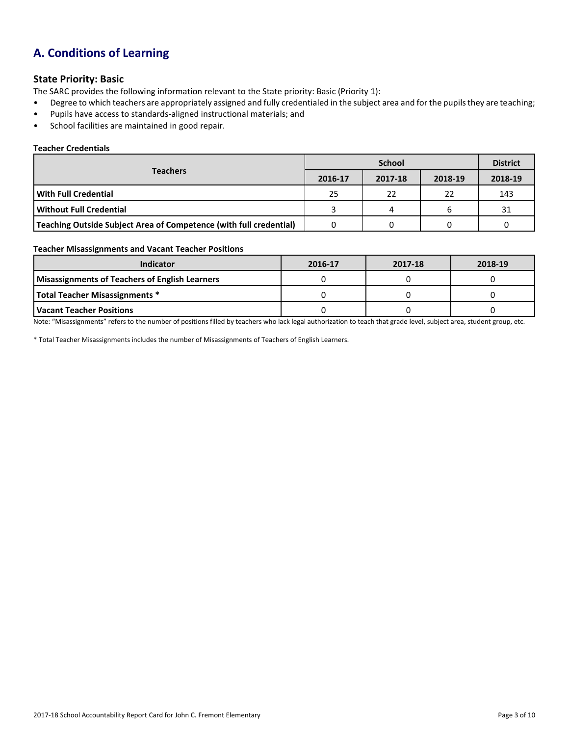# A. Conditions of Learning

## State Priority: Basic

The SARC provides the following information relevant to the State priority: Basic (Priority 1):

- Degree to which teachers are appropriately assigned and fully credentialed in the subject area and for the pupils they are teaching;
- Pupils have access to standards-aligned instructional materials; and
- School facilities are maintained in good repair.

**Teacher Credentials**

| Teachers | School | | | District |
|---|---|---|---|---|
| | 2016-17 | 2017-18 | 2018-19 | 2018-19 |
| **With Full Credential** | 25 | 22 | 22 | 143 |
| **Without Full Credential** | 3 | 4 | 6 | 31 |
| **Teaching Outside Subject Area of Competence (with full credential)** | 0 | 0 | 0 | 0 |

**Teacher Misassignments and Vacant Teacher Positions**

| Indicator | 2016-17 | 2017-18 | 2018-19 |
|---|---|---|---|
| **Misassignments of Teachers of English Learners** | 0 | 0 | 0 |
| **Total Teacher Misassignments *** | 0 | 0 | 0 |
| **Vacant Teacher Positions** | 0 | 0 | 0 |

Note: "Misassignments" refers to the number of positions filled by teachers who lack legal authorization to teach that grade level, subject area, student group, etc.

* Total Teacher Misassignments includes the number of Misassignments of Teachers of English Learners.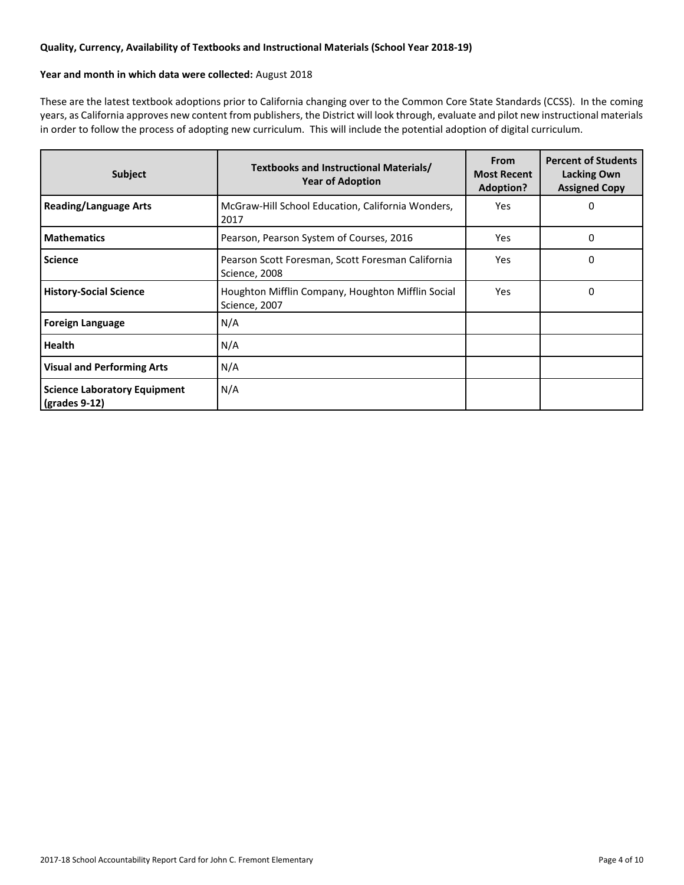**Quality, Currency, Availability of Textbooks and Instructional Materials (School Year 2018-19)**

**Year and month in which data were collected:** August 2018

These are the latest textbook adoptions prior to California changing over to the Common Core State Standards (CCSS). In the coming years, as California approves new content from publishers, the District will look through, evaluate and pilot new instructional materials in order to follow the process of adopting new curriculum. This will include the potential adoption of digital curriculum.

| Subject | Textbooks and Instructional Materials/ Year of Adoption | From Most Recent Adoption? | Percent of Students Lacking Own Assigned Copy |
|---|---|---|---|
| **Reading/Language Arts** | McGraw-Hill School Education, California Wonders, 2017 | Yes | 0 |
| **Mathematics** | Pearson, Pearson System of Courses, 2016 | Yes | 0 |
| **Science** | Pearson Scott Foresman, Scott Foresman California Science, 2008 | Yes | 0 |
| **History-Social Science** | Houghton Mifflin Company, Houghton Mifflin Social Science, 2007 | Yes | 0 |
| **Foreign Language** | N/A | | |
| **Health** | N/A | | |
| **Visual and Performing Arts** | N/A | | |
| **Science Laboratory Equipment (grades 9-12)** | N/A | | |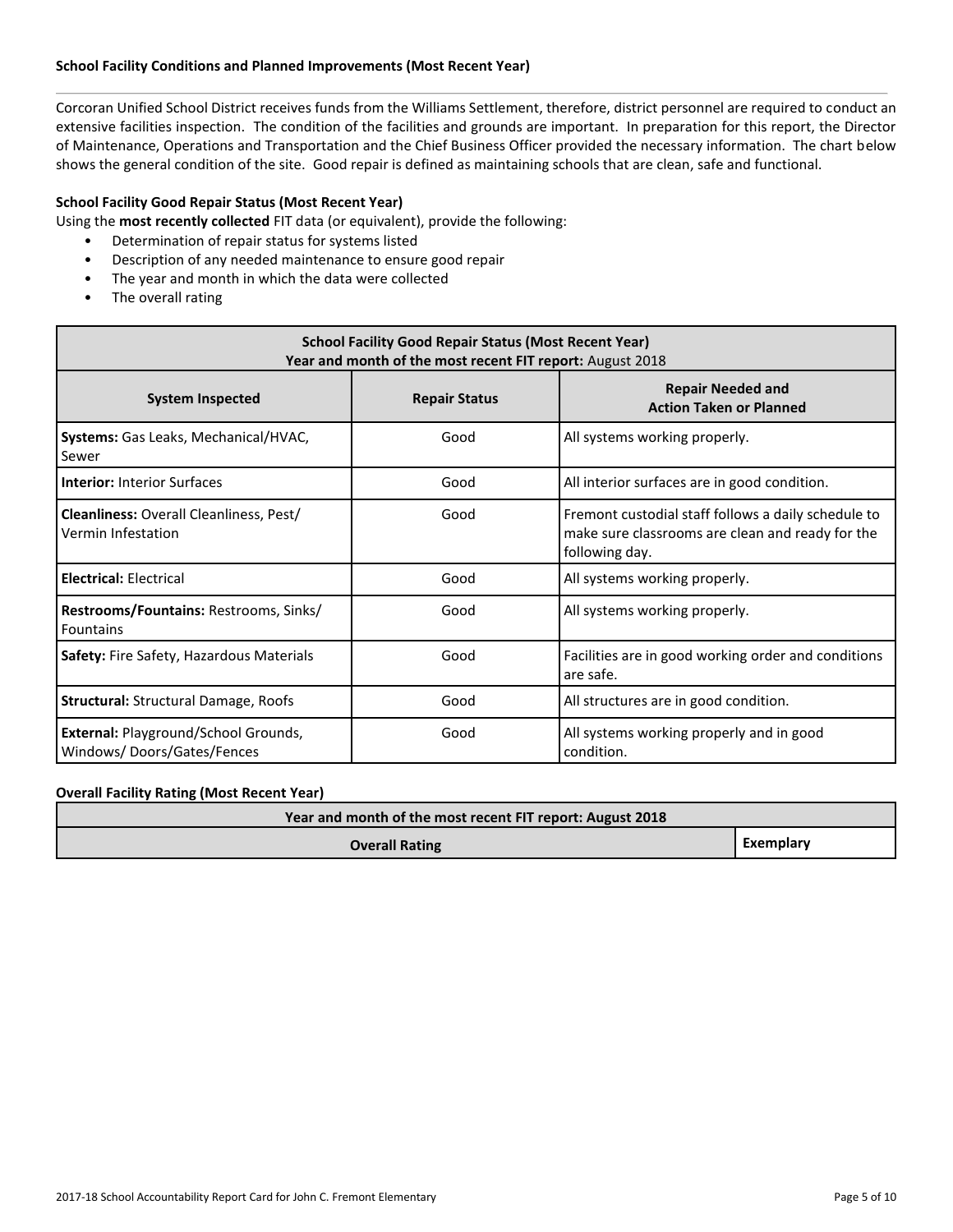### School Facility Conditions and Planned Improvements (Most Recent Year)

Corcoran Unified School District receives funds from the Williams Settlement, therefore, district personnel are required to conduct an extensive facilities inspection. The condition of the facilities and grounds are important. In preparation for this report, the Director of Maintenance, Operations and Transportation and the Chief Business Officer provided the necessary information. The chart below shows the general condition of the site. Good repair is defined as maintaining schools that are clean, safe and functional.

### School Facility Good Repair Status (Most Recent Year)

Using the **most recently collected** FIT data (or equivalent), provide the following:

- Determination of repair status for systems listed
- Description of any needed maintenance to ensure good repair
- The year and month in which the data were collected
- The overall rating

| School Facility Good Repair Status (Most Recent Year)<br>Year and month of the most recent FIT report: August 2018 | | |
|---|---|---|
| **System Inspected** | **Repair Status** | **Repair Needed and Action Taken or Planned** |
| **Systems:** Gas Leaks, Mechanical/HVAC, Sewer | Good | All systems working properly. |
| **Interior:** Interior Surfaces | Good | All interior surfaces are in good condition. |
| **Cleanliness:** Overall Cleanliness, Pest/ Vermin Infestation | Good | Fremont custodial staff follows a daily schedule to make sure classrooms are clean and ready for the following day. |
| **Electrical:** Electrical | Good | All systems working properly. |
| **Restrooms/Fountains:** Restrooms, Sinks/ Fountains | Good | All systems working properly. |
| **Safety:** Fire Safety, Hazardous Materials | Good | Facilities are in good working order and conditions are safe. |
| **Structural:** Structural Damage, Roofs | Good | All structures are in good condition. |
| **External:** Playground/School Grounds, Windows/ Doors/Gates/Fences | Good | All systems working properly and in good condition. |

### Overall Facility Rating (Most Recent Year)

| Year and month of the most recent FIT report: August 2018 | |
|---|---|
| **Overall Rating** | **Exemplary** |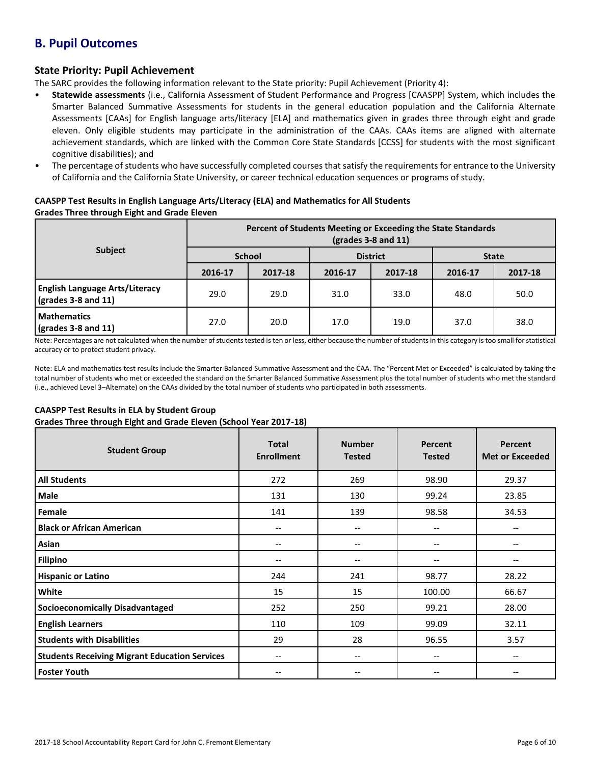## B. Pupil Outcomes

### State Priority: Pupil Achievement

The SARC provides the following information relevant to the State priority: Pupil Achievement (Priority 4):

- **Statewide assessments** (i.e., California Assessment of Student Performance and Progress [CAASPP] System, which includes the Smarter Balanced Summative Assessments for students in the general education population and the California Alternate Assessments [CAAs] for English language arts/literacy [ELA] and mathematics given in grades three through eight and grade eleven. Only eligible students may participate in the administration of the CAAs. CAAs items are aligned with alternate achievement standards, which are linked with the Common Core State Standards [CCSS] for students with the most significant cognitive disabilities); and
- The percentage of students who have successfully completed courses that satisfy the requirements for entrance to the University of California and the California State University, or career technical education sequences or programs of study.

**CAASPP Test Results in English Language Arts/Literacy (ELA) and Mathematics for All Students**
**Grades Three through Eight and Grade Eleven**

| Subject | Percent of Students Meeting or Exceeding the State Standards (grades 3-8 and 11) | | | | | |
|---|---|---|---|---|---|---|
| | School | | District | | State | |
| | 2016-17 | 2017-18 | 2016-17 | 2017-18 | 2016-17 | 2017-18 |
| **English Language Arts/Literacy (grades 3-8 and 11)** | 29.0 | 29.0 | 31.0 | 33.0 | 48.0 | 50.0 |
| **Mathematics (grades 3-8 and 11)** | 27.0 | 20.0 | 17.0 | 19.0 | 37.0 | 38.0 |

Note: Percentages are not calculated when the number of students tested is ten or less, either because the number of students in this category is too small for statistical accuracy or to protect student privacy.

Note: ELA and mathematics test results include the Smarter Balanced Summative Assessment and the CAA. The "Percent Met or Exceeded" is calculated by taking the total number of students who met or exceeded the standard on the Smarter Balanced Summative Assessment plus the total number of students who met the standard (i.e., achieved Level 3–Alternate) on the CAAs divided by the total number of students who participated in both assessments.

**CAASPP Test Results in ELA by Student Group**
**Grades Three through Eight and Grade Eleven (School Year 2017-18)**

| Student Group | Total Enrollment | Number Tested | Percent Tested | Percent Met or Exceeded |
|---|---|---|---|---|
| **All Students** | 272 | 269 | 98.90 | 29.37 |
| **Male** | 131 | 130 | 99.24 | 23.85 |
| **Female** | 141 | 139 | 98.58 | 34.53 |
| **Black or African American** | -- | -- | -- | -- |
| **Asian** | -- | -- | -- | -- |
| **Filipino** | -- | -- | -- | -- |
| **Hispanic or Latino** | 244 | 241 | 98.77 | 28.22 |
| **White** | 15 | 15 | 100.00 | 66.67 |
| **Socioeconomically Disadvantaged** | 252 | 250 | 99.21 | 28.00 |
| **English Learners** | 110 | 109 | 99.09 | 32.11 |
| **Students with Disabilities** | 29 | 28 | 96.55 | 3.57 |
| **Students Receiving Migrant Education Services** | -- | -- | -- | -- |
| **Foster Youth** | -- | -- | -- | -- |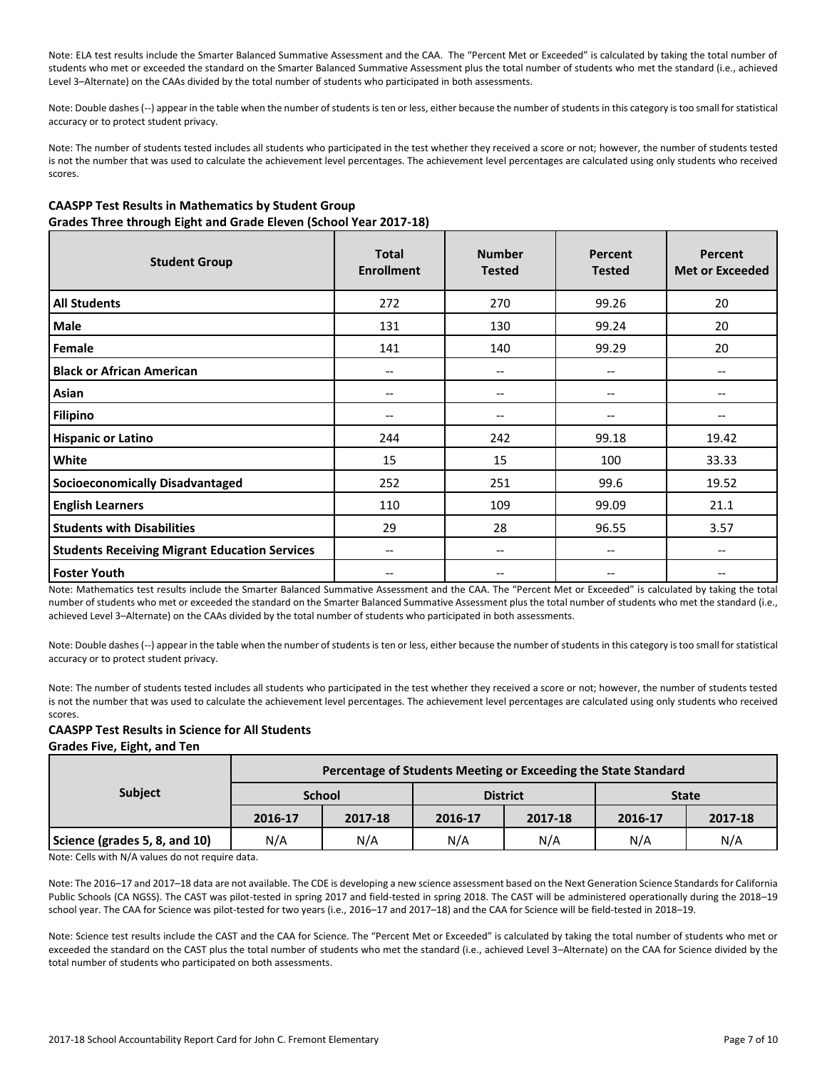Note: ELA test results include the Smarter Balanced Summative Assessment and the CAA. The "Percent Met or Exceeded" is calculated by taking the total number of students who met or exceeded the standard on the Smarter Balanced Summative Assessment plus the total number of students who met the standard (i.e., achieved Level 3–Alternate) on the CAAs divided by the total number of students who participated in both assessments.

Note: Double dashes (--) appear in the table when the number of students is ten or less, either because the number of students in this category is too small for statistical accuracy or to protect student privacy.

Note: The number of students tested includes all students who participated in the test whether they received a score or not; however, the number of students tested is not the number that was used to calculate the achievement level percentages. The achievement level percentages are calculated using only students who received scores.

**CAASPP Test Results in Mathematics by Student Group**
**Grades Three through Eight and Grade Eleven (School Year 2017-18)**

| Student Group | Total Enrollment | Number Tested | Percent Tested | Percent Met or Exceeded |
|---|---|---|---|---|
| **All Students** | 272 | 270 | 99.26 | 20 |
| **Male** | 131 | 130 | 99.24 | 20 |
| **Female** | 141 | 140 | 99.29 | 20 |
| **Black or African American** | -- | -- | -- | -- |
| **Asian** | -- | -- | -- | -- |
| **Filipino** | -- | -- | -- | -- |
| **Hispanic or Latino** | 244 | 242 | 99.18 | 19.42 |
| **White** | 15 | 15 | 100 | 33.33 |
| **Socioeconomically Disadvantaged** | 252 | 251 | 99.6 | 19.52 |
| **English Learners** | 110 | 109 | 99.09 | 21.1 |
| **Students with Disabilities** | 29 | 28 | 96.55 | 3.57 |
| **Students Receiving Migrant Education Services** | -- | -- | -- | -- |
| **Foster Youth** | -- | -- | -- | -- |

Note: Mathematics test results include the Smarter Balanced Summative Assessment and the CAA. The "Percent Met or Exceeded" is calculated by taking the total number of students who met or exceeded the standard on the Smarter Balanced Summative Assessment plus the total number of students who met the standard (i.e., achieved Level 3–Alternate) on the CAAs divided by the total number of students who participated in both assessments.

Note: Double dashes (--) appear in the table when the number of students is ten or less, either because the number of students in this category is too small for statistical accuracy or to protect student privacy.

Note: The number of students tested includes all students who participated in the test whether they received a score or not; however, the number of students tested is not the number that was used to calculate the achievement level percentages. The achievement level percentages are calculated using only students who received scores.

**CAASPP Test Results in Science for All Students**
**Grades Five, Eight, and Ten**

| Subject | Percentage of Students Meeting or Exceeding the State Standard | | | | | |
|---|---|---|---|---|---|---|
| | School | | District | | State | |
| | 2016-17 | 2017-18 | 2016-17 | 2017-18 | 2016-17 | 2017-18 |
| **Science (grades 5, 8, and 10)** | N/A | N/A | N/A | N/A | N/A | N/A |

Note: Cells with N/A values do not require data.

Note: The 2016–17 and 2017–18 data are not available. The CDE is developing a new science assessment based on the Next Generation Science Standards for California Public Schools (CA NGSS). The CAST was pilot-tested in spring 2017 and field-tested in spring 2018. The CAST will be administered operationally during the 2018–19 school year. The CAA for Science was pilot-tested for two years (i.e., 2016–17 and 2017–18) and the CAA for Science will be field-tested in 2018–19.

Note: Science test results include the CAST and the CAA for Science. The "Percent Met or Exceeded" is calculated by taking the total number of students who met or exceeded the standard on the CAST plus the total number of students who met the standard (i.e., achieved Level 3–Alternate) on the CAA for Science divided by the total number of students who participated on both assessments.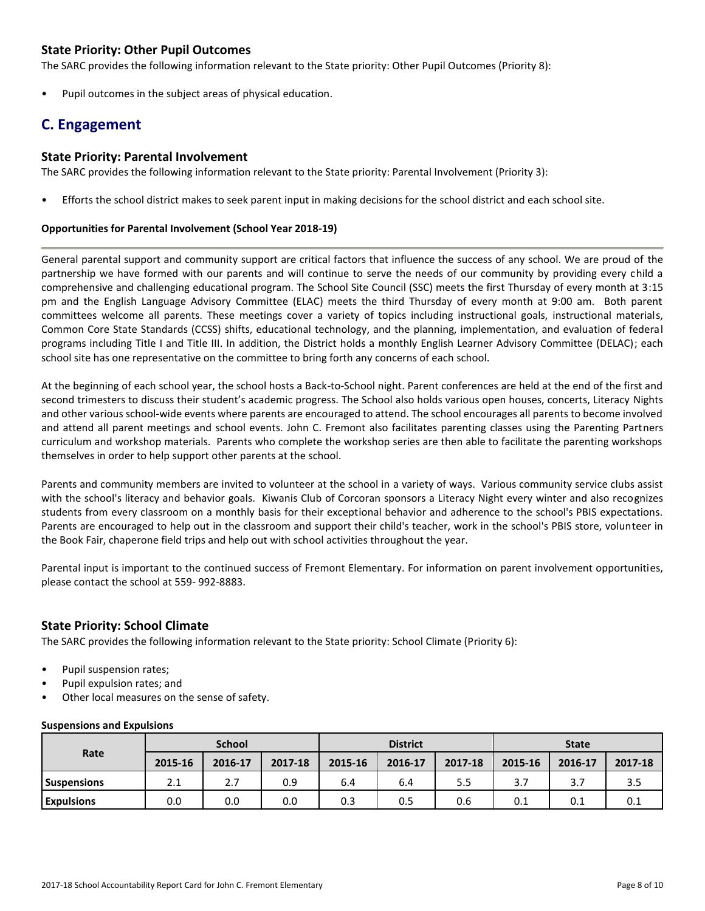### State Priority: Other Pupil Outcomes

The SARC provides the following information relevant to the State priority: Other Pupil Outcomes (Priority 8):

- Pupil outcomes in the subject areas of physical education.

## C. Engagement

### State Priority: Parental Involvement

The SARC provides the following information relevant to the State priority: Parental Involvement (Priority 3):

- Efforts the school district makes to seek parent input in making decisions for the school district and each school site.

**Opportunities for Parental Involvement (School Year 2018-19)**

General parental support and community support are critical factors that influence the success of any school. We are proud of the partnership we have formed with our parents and will continue to serve the needs of our community by providing every child a comprehensive and challenging educational program. The School Site Council (SSC) meets the first Thursday of every month at 3:15 pm and the English Language Advisory Committee (ELAC) meets the third Thursday of every month at 9:00 am. Both parent committees welcome all parents. These meetings cover a variety of topics including instructional goals, instructional materials, Common Core State Standards (CCSS) shifts, educational technology, and the planning, implementation, and evaluation of federal programs including Title I and Title III. In addition, the District holds a monthly English Learner Advisory Committee (DELAC); each school site has one representative on the committee to bring forth any concerns of each school.

At the beginning of each school year, the school hosts a Back-to-School night. Parent conferences are held at the end of the first and second trimesters to discuss their student's academic progress. The School also holds various open houses, concerts, Literacy Nights and other various school-wide events where parents are encouraged to attend. The school encourages all parents to become involved and attend all parent meetings and school events. John C. Fremont also facilitates parenting classes using the Parenting Partners curriculum and workshop materials. Parents who complete the workshop series are then able to facilitate the parenting workshops themselves in order to help support other parents at the school.

Parents and community members are invited to volunteer at the school in a variety of ways. Various community service clubs assist with the school's literacy and behavior goals. Kiwanis Club of Corcoran sponsors a Literacy Night every winter and also recognizes students from every classroom on a monthly basis for their exceptional behavior and adherence to the school's PBIS expectations. Parents are encouraged to help out in the classroom and support their child's teacher, work in the school's PBIS store, volunteer in the Book Fair, chaperone field trips and help out with school activities throughout the year.

Parental input is important to the continued success of Fremont Elementary. For information on parent involvement opportunities, please contact the school at 559- 992-8883.

### State Priority: School Climate

The SARC provides the following information relevant to the State priority: School Climate (Priority 6):

- Pupil suspension rates;
- Pupil expulsion rates; and
- Other local measures on the sense of safety.

**Suspensions and Expulsions**

| Rate | School | | | District | | | State | | |
|---|---|---|---|---|---|---|---|---|---|
| | 2015-16 | 2016-17 | 2017-18 | 2015-16 | 2016-17 | 2017-18 | 2015-16 | 2016-17 | 2017-18 |
| **Suspensions** | 2.1 | 2.7 | 0.9 | 6.4 | 6.4 | 5.5 | 3.7 | 3.7 | 3.5 |
| **Expulsions** | 0.0 | 0.0 | 0.0 | 0.3 | 0.5 | 0.6 | 0.1 | 0.1 | 0.1 |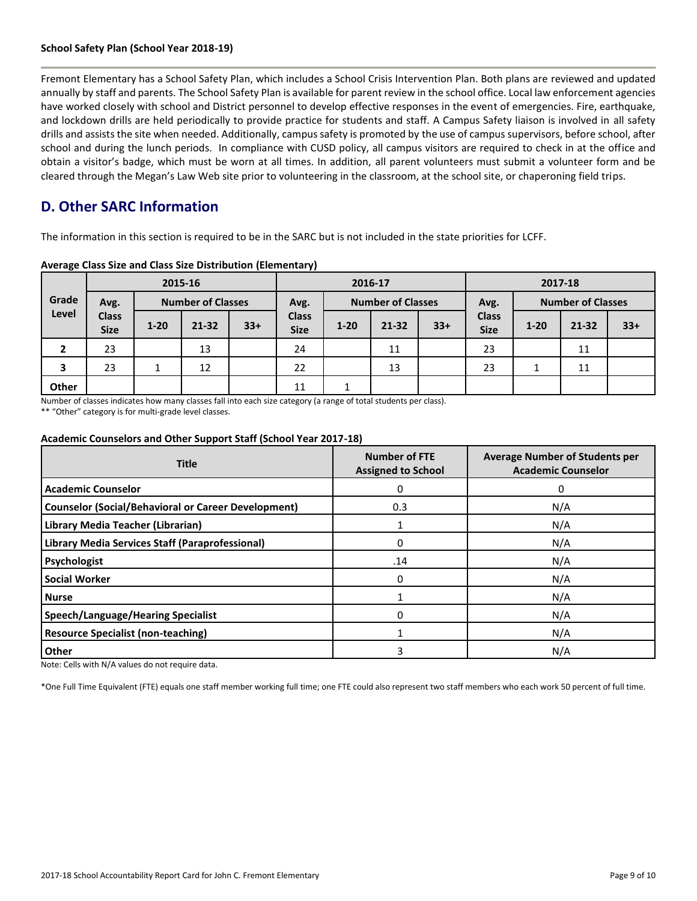**School Safety Plan (School Year 2018-19)**

Fremont Elementary has a School Safety Plan, which includes a School Crisis Intervention Plan. Both plans are reviewed and updated annually by staff and parents. The School Safety Plan is available for parent review in the school office. Local law enforcement agencies have worked closely with school and District personnel to develop effective responses in the event of emergencies. Fire, earthquake, and lockdown drills are held periodically to provide practice for students and staff. A Campus Safety liaison is involved in all safety drills and assists the site when needed. Additionally, campus safety is promoted by the use of campus supervisors, before school, after school and during the lunch periods. In compliance with CUSD policy, all campus visitors are required to check in at the office and obtain a visitor's badge, which must be worn at all times. In addition, all parent volunteers must submit a volunteer form and be cleared through the Megan's Law Web site prior to volunteering in the classroom, at the school site, or chaperoning field trips.

## D. Other SARC Information

The information in this section is required to be in the SARC but is not included in the state priorities for LCFF.

**Average Class Size and Class Size Distribution (Elementary)**

| Grade Level | 2015-16 | | | | 2016-17 | | | | 2017-18 | | | |
|---|---|---|---|---|---|---|---|---|---|---|---|---|
| | Avg. Class Size | Number of Classes | | | Avg. Class Size | Number of Classes | | | Avg. Class Size | Number of Classes | | |
| | | 1-20 | 21-32 | 33+ | | 1-20 | 21-32 | 33+ | | 1-20 | 21-32 | 33+ |
| **2** | 23 | | 13 | | 24 | | 11 | | 23 | | 11 | |
| **3** | 23 | 1 | 12 | | 22 | | 13 | | 23 | 1 | 11 | |
| **Other** | | | | | 11 | 1 | | | | | | |

Number of classes indicates how many classes fall into each size category (a range of total students per class).

** "Other" category is for multi-grade level classes.

**Academic Counselors and Other Support Staff (School Year 2017-18)**

| Title | Number of FTE Assigned to School | Average Number of Students per Academic Counselor |
|---|---|---|
| **Academic Counselor** | 0 | 0 |
| **Counselor (Social/Behavioral or Career Development)** | 0.3 | N/A |
| **Library Media Teacher (Librarian)** | 1 | N/A |
| **Library Media Services Staff (Paraprofessional)** | 0 | N/A |
| **Psychologist** | .14 | N/A |
| **Social Worker** | 0 | N/A |
| **Nurse** | 1 | N/A |
| **Speech/Language/Hearing Specialist** | 0 | N/A |
| **Resource Specialist (non-teaching)** | 1 | N/A |
| **Other** | 3 | N/A |

Note: Cells with N/A values do not require data.

*One Full Time Equivalent (FTE) equals one staff member working full time; one FTE could also represent two staff members who each work 50 percent of full time.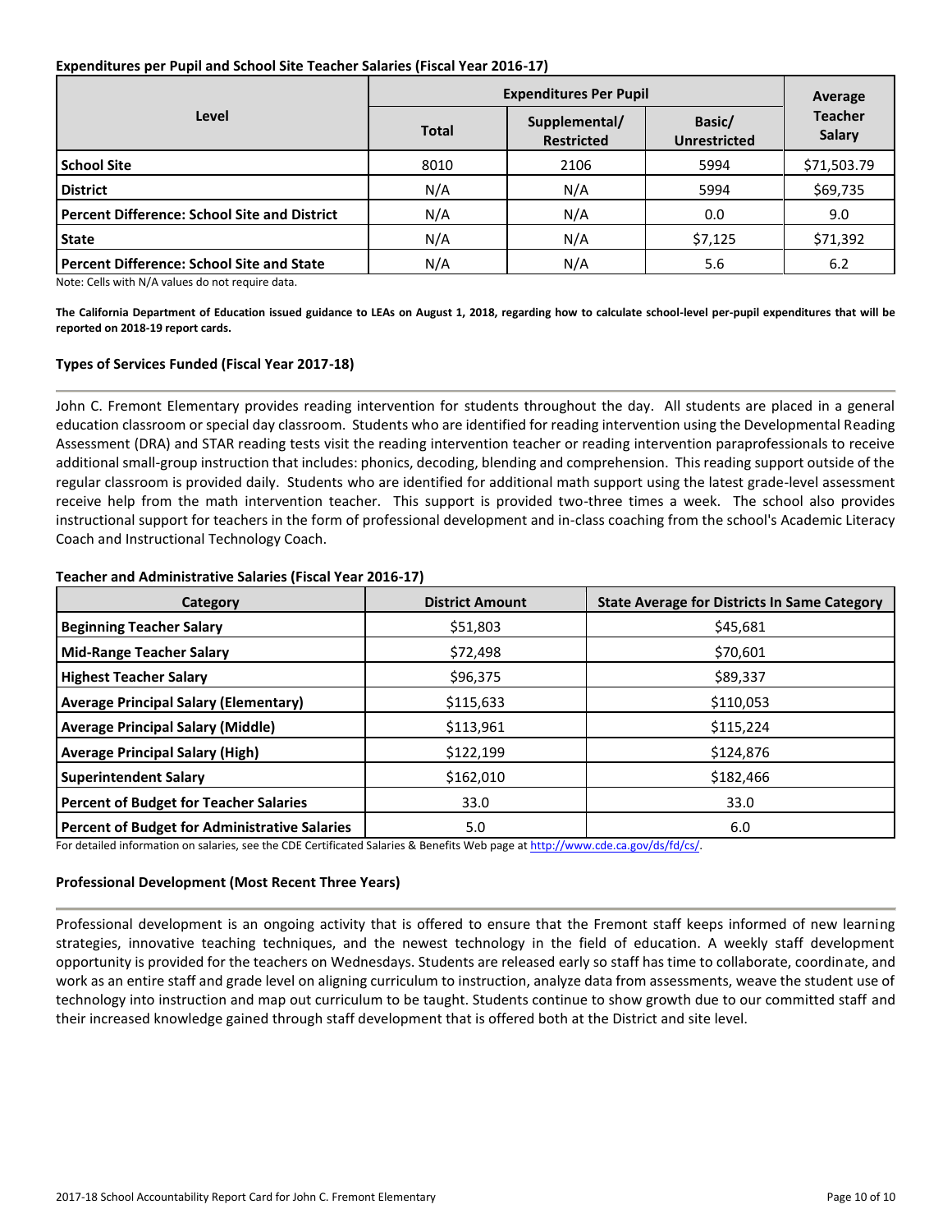**Expenditures per Pupil and School Site Teacher Salaries (Fiscal Year 2016-17)**

| Level | Expenditures Per Pupil | | | Average Teacher Salary |
|---|---|---|---|---|
| | Total | Supplemental/ Restricted | Basic/ Unrestricted | |
| **School Site** | 8010 | 2106 | 5994 | $71,503.79 |
| **District** | N/A | N/A | 5994 | $69,735 |
| **Percent Difference: School Site and District** | N/A | N/A | 0.0 | 9.0 |
| **State** | N/A | N/A | $7,125 | $71,392 |
| **Percent Difference: School Site and State** | N/A | N/A | 5.6 | 6.2 |

Note: Cells with N/A values do not require data.

**The California Department of Education issued guidance to LEAs on August 1, 2018, regarding how to calculate school-level per-pupil expenditures that will be reported on 2018-19 report cards.**

**Types of Services Funded (Fiscal Year 2017-18)**

John C. Fremont Elementary provides reading intervention for students throughout the day. All students are placed in a general education classroom or special day classroom. Students who are identified for reading intervention using the Developmental Reading Assessment (DRA) and STAR reading tests visit the reading intervention teacher or reading intervention paraprofessionals to receive additional small-group instruction that includes: phonics, decoding, blending and comprehension. This reading support outside of the regular classroom is provided daily. Students who are identified for additional math support using the latest grade-level assessment receive help from the math intervention teacher. This support is provided two-three times a week. The school also provides instructional support for teachers in the form of professional development and in-class coaching from the school's Academic Literacy Coach and Instructional Technology Coach.

**Teacher and Administrative Salaries (Fiscal Year 2016-17)**

| Category | District Amount | State Average for Districts In Same Category |
|---|---|---|
| **Beginning Teacher Salary** | $51,803 | $45,681 |
| **Mid-Range Teacher Salary** | $72,498 | $70,601 |
| **Highest Teacher Salary** | $96,375 | $89,337 |
| **Average Principal Salary (Elementary)** | $115,633 | $110,053 |
| **Average Principal Salary (Middle)** | $113,961 | $115,224 |
| **Average Principal Salary (High)** | $122,199 | $124,876 |
| **Superintendent Salary** | $162,010 | $182,466 |
| **Percent of Budget for Teacher Salaries** | 33.0 | 33.0 |
| **Percent of Budget for Administrative Salaries** | 5.0 | 6.0 |

For detailed information on salaries, see the CDE Certificated Salaries & Benefits Web page at http://www.cde.ca.gov/ds/fd/cs/.

**Professional Development (Most Recent Three Years)**

Professional development is an ongoing activity that is offered to ensure that the Fremont staff keeps informed of new learning strategies, innovative teaching techniques, and the newest technology in the field of education. A weekly staff development opportunity is provided for the teachers on Wednesdays. Students are released early so staff has time to collaborate, coordinate, and work as an entire staff and grade level on aligning curriculum to instruction, analyze data from assessments, weave the student use of technology into instruction and map out curriculum to be taught. Students continue to show growth due to our committed staff and their increased knowledge gained through staff development that is offered both at the District and site level.